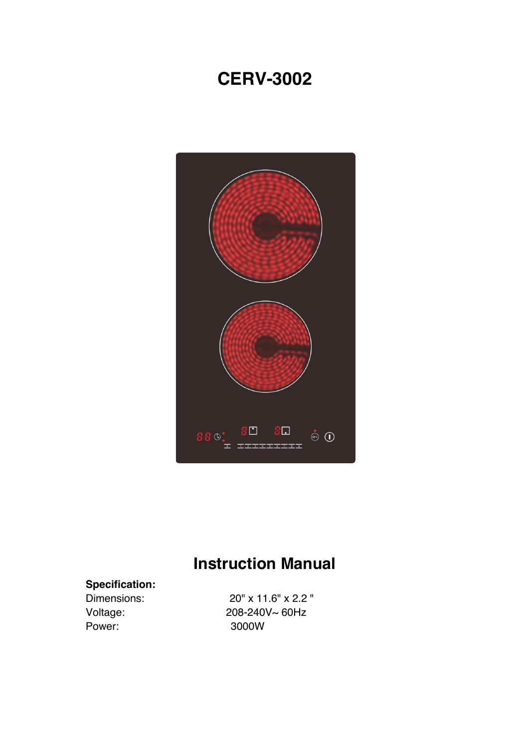# CERV-3002

## Instruction Manual

**Specification:**

| | |
|---|---|
| Dimensions: | 20" x 11.6" x 2.2 " |
| Voltage: | 208-240V~ 60Hz |
| Power: | 3000W |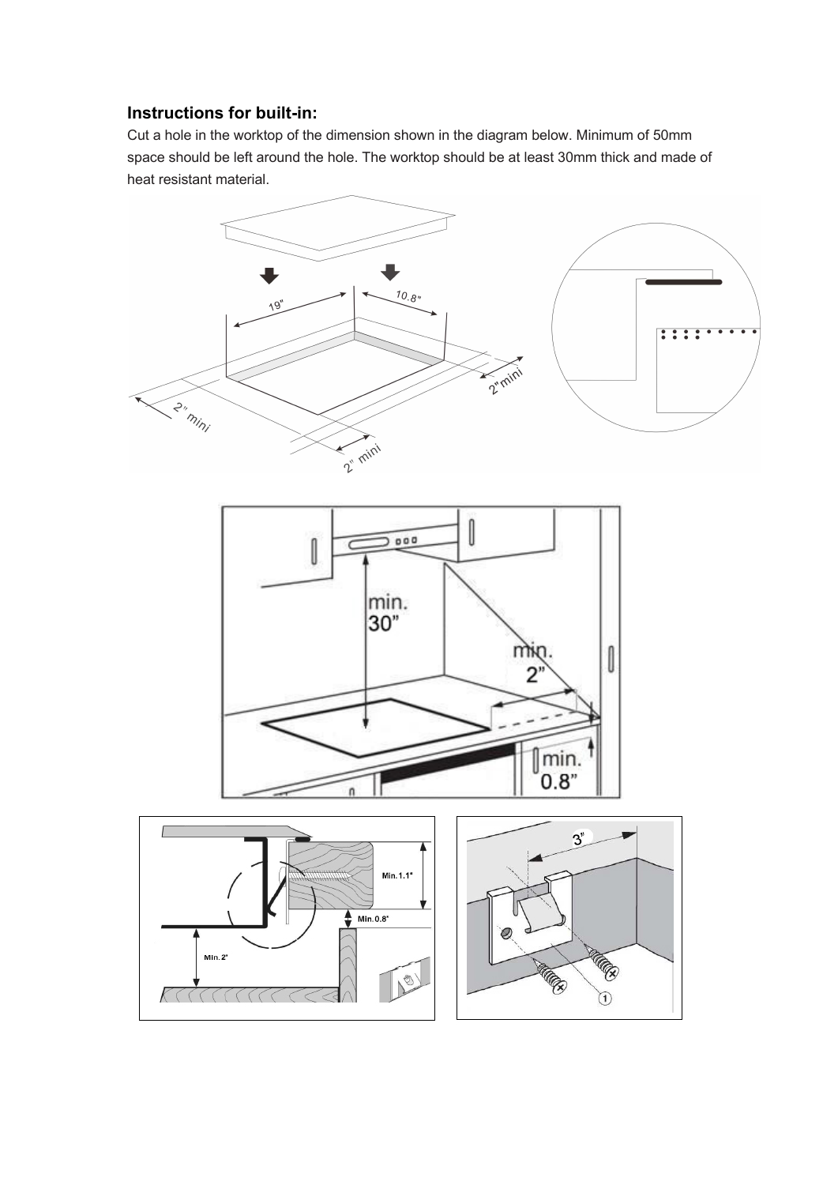**Instructions for built-in:**

Cut a hole in the worktop of the dimension shown in the diagram below. Minimum of 50mm space should be left around the hole. The worktop should be at least 30mm thick and made of heat resistant material.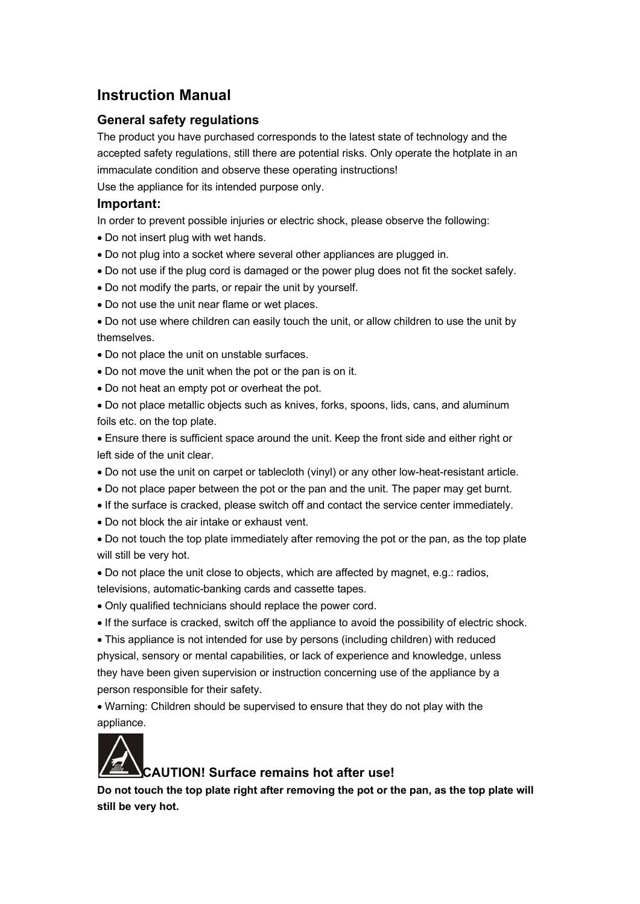# Instruction Manual

## General safety regulations

The product you have purchased corresponds to the latest state of technology and the accepted safety regulations, still there are potential risks. Only operate the hotplate in an immaculate condition and observe these operating instructions!

Use the appliance for its intended purpose only.

## Important:

In order to prevent possible injuries or electric shock, please observe the following:

- Do not insert plug with wet hands.
- Do not plug into a socket where several other appliances are plugged in.
- Do not use if the plug cord is damaged or the power plug does not fit the socket safely.
- Do not modify the parts, or repair the unit by yourself.
- Do not use the unit near flame or wet places.
- Do not use where children can easily touch the unit, or allow children to use the unit by themselves.
- Do not place the unit on unstable surfaces.
- Do not move the unit when the pot or the pan is on it.
- Do not heat an empty pot or overheat the pot.
- Do not place metallic objects such as knives, forks, spoons, lids, cans, and aluminum foils etc. on the top plate.
- Ensure there is sufficient space around the unit. Keep the front side and either right or left side of the unit clear.
- Do not use the unit on carpet or tablecloth (vinyl) or any other low-heat-resistant article.
- Do not place paper between the pot or the pan and the unit. The paper may get burnt.
- If the surface is cracked, please switch off and contact the service center immediately.
- Do not block the air intake or exhaust vent.
- Do not touch the top plate immediately after removing the pot or the pan, as the top plate will still be very hot.
- Do not place the unit close to objects, which are affected by magnet, e.g.: radios, televisions, automatic-banking cards and cassette tapes.
- Only qualified technicians should replace the power cord.
- If the surface is cracked, switch off the appliance to avoid the possibility of electric shock.
- This appliance is not intended for use by persons (including children) with reduced physical, sensory or mental capabilities, or lack of experience and knowledge, unless they have been given supervision or instruction concerning use of the appliance by a person responsible for their safety.
- Warning: Children should be supervised to ensure that they do not play with the appliance.

**CAUTION! Surface remains hot after use!**

**Do not touch the top plate right after removing the pot or the pan, as the top plate will still be very hot.**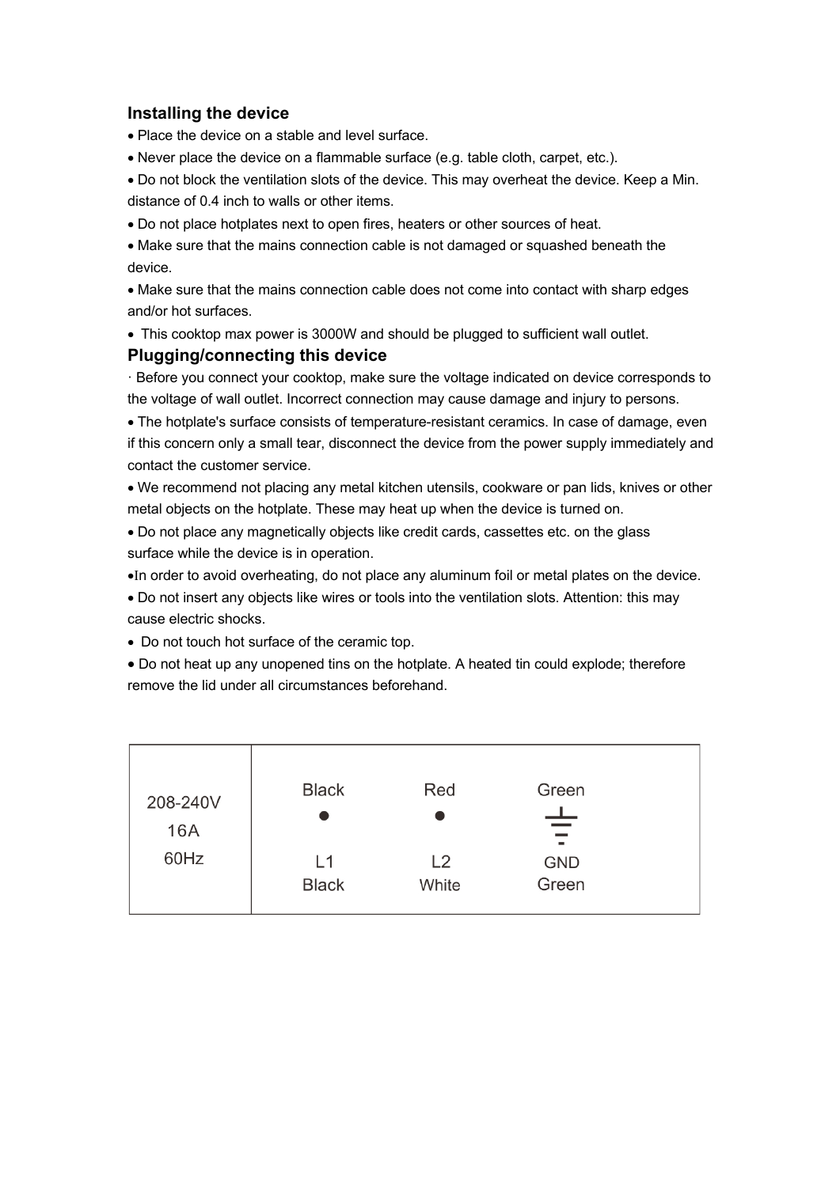## Installing the device

- Place the device on a stable and level surface.
- Never place the device on a flammable surface (e.g. table cloth, carpet, etc.).
- Do not block the ventilation slots of the device. This may overheat the device. Keep a Min. distance of 0.4 inch to walls or other items.
- Do not place hotplates next to open fires, heaters or other sources of heat.
- Make sure that the mains connection cable is not damaged or squashed beneath the device.
- Make sure that the mains connection cable does not come into contact with sharp edges and/or hot surfaces.
- This cooktop max power is 3000W and should be plugged to sufficient wall outlet.

## Plugging/connecting this device

· Before you connect your cooktop, make sure the voltage indicated on device corresponds to the voltage of wall outlet. Incorrect connection may cause damage and injury to persons.

- The hotplate's surface consists of temperature-resistant ceramics. In case of damage, even if this concern only a small tear, disconnect the device from the power supply immediately and contact the customer service.
- We recommend not placing any metal kitchen utensils, cookware or pan lids, knives or other metal objects on the hotplate. These may heat up when the device is turned on.
- Do not place any magnetically objects like credit cards, cassettes etc. on the glass surface while the device is in operation.
- In order to avoid overheating, do not place any aluminum foil or metal plates on the device.
- Do not insert any objects like wires or tools into the ventilation slots. Attention: this may cause electric shocks.
- Do not touch hot surface of the ceramic top.
- Do not heat up any unopened tins on the hotplate. A heated tin could explode; therefore remove the lid under all circumstances beforehand.

| 208-240V 16A 60Hz | Black ● L1 Black | Red ● L2 White | Green ⏚ GND Green |
|---|---|---|---|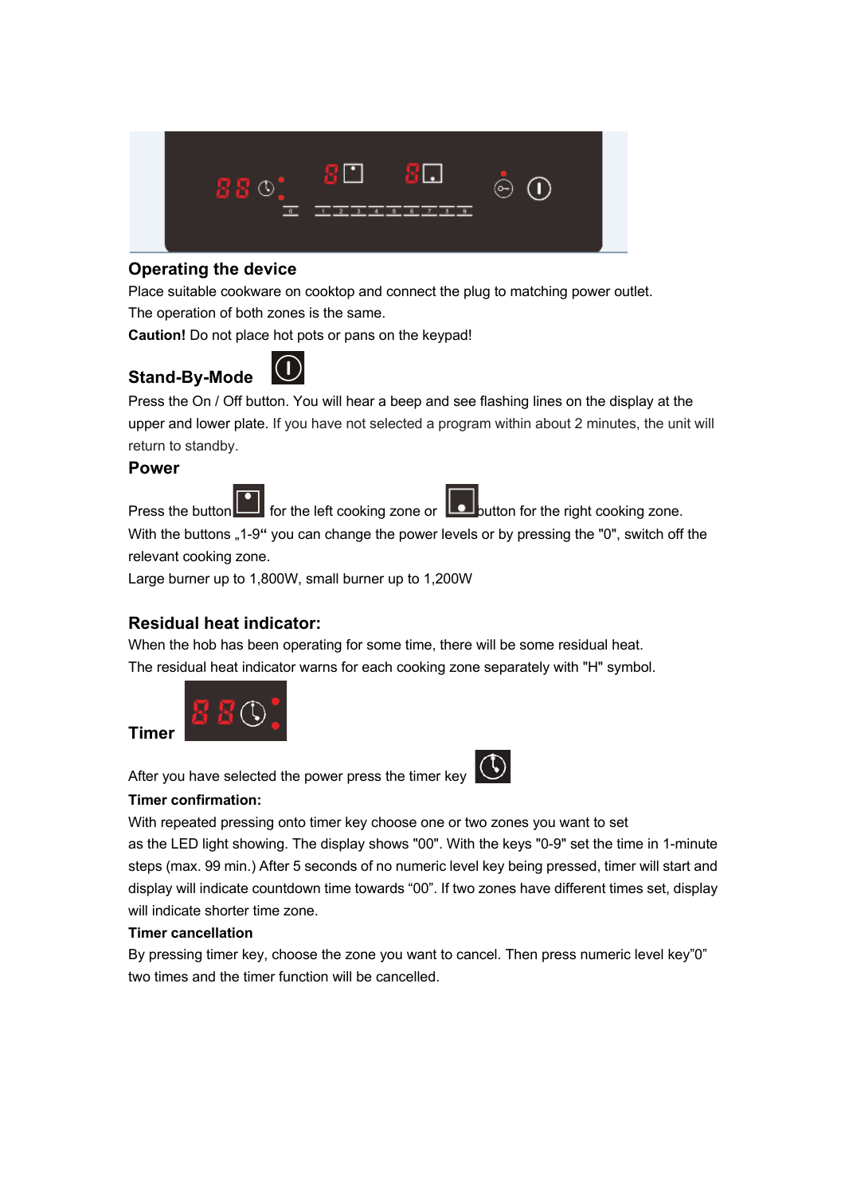## Operating the device

Place suitable cookware on cooktop and connect the plug to matching power outlet.
The operation of both zones is the same.
**Caution!** Do not place hot pots or pans on the keypad!

## Stand-By-Mode

Press the On / Off button. You will hear a beep and see flashing lines on the display at the upper and lower plate. If you have not selected a program within about 2 minutes, the unit will return to standby.

## Power

Press the button for the left cooking zone or button for the right cooking zone.
With the buttons „1-9“ you can change the power levels or by pressing the "0", switch off the relevant cooking zone.
Large burner up to 1,800W, small burner up to 1,200W

## Residual heat indicator:

When the hob has been operating for some time, there will be some residual heat.
The residual heat indicator warns for each cooking zone separately with "H" symbol.

## Timer

After you have selected the power press the timer key

**Timer confirmation:**

With repeated pressing onto timer key choose one or two zones you want to set as the LED light showing. The display shows "00". With the keys "0-9" set the time in 1-minute steps (max. 99 min.) After 5 seconds of no numeric level key being pressed, timer will start and display will indicate countdown time towards “00”. If two zones have different times set, display will indicate shorter time zone.

**Timer cancellation**

By pressing timer key, choose the zone you want to cancel. Then press numeric level key”0” two times and the timer function will be cancelled.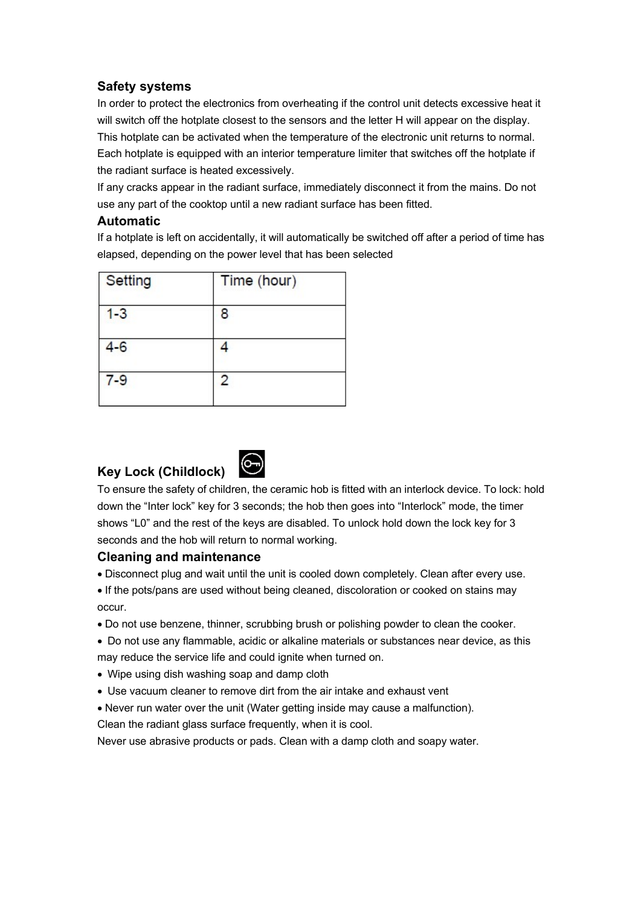## Safety systems

In order to protect the electronics from overheating if the control unit detects excessive heat it will switch off the hotplate closest to the sensors and the letter H will appear on the display. This hotplate can be activated when the temperature of the electronic unit returns to normal. Each hotplate is equipped with an interior temperature limiter that switches off the hotplate if the radiant surface is heated excessively.

If any cracks appear in the radiant surface, immediately disconnect it from the mains. Do not use any part of the cooktop until a new radiant surface has been fitted.

## Automatic

If a hotplate is left on accidentally, it will automatically be switched off after a period of time has elapsed, depending on the power level that has been selected

| Setting | Time (hour) |
|---|---|
| 1-3 | 8 |
| 4-6 | 4 |
| 7-9 | 2 |

## Key Lock (Childlock)

To ensure the safety of children, the ceramic hob is fitted with an interlock device. To lock: hold down the “Inter lock” key for 3 seconds; the hob then goes into “Interlock” mode, the timer shows “L0” and the rest of the keys are disabled. To unlock hold down the lock key for 3 seconds and the hob will return to normal working.

## Cleaning and maintenance

- Disconnect plug and wait until the unit is cooled down completely. Clean after every use.
- If the pots/pans are used without being cleaned, discoloration or cooked on stains may occur.
- Do not use benzene, thinner, scrubbing brush or polishing powder to clean the cooker.
- Do not use any flammable, acidic or alkaline materials or substances near device, as this may reduce the service life and could ignite when turned on.
- Wipe using dish washing soap and damp cloth
- Use vacuum cleaner to remove dirt from the air intake and exhaust vent
- Never run water over the unit (Water getting inside may cause a malfunction).

Clean the radiant glass surface frequently, when it is cool.

Never use abrasive products or pads. Clean with a damp cloth and soapy water.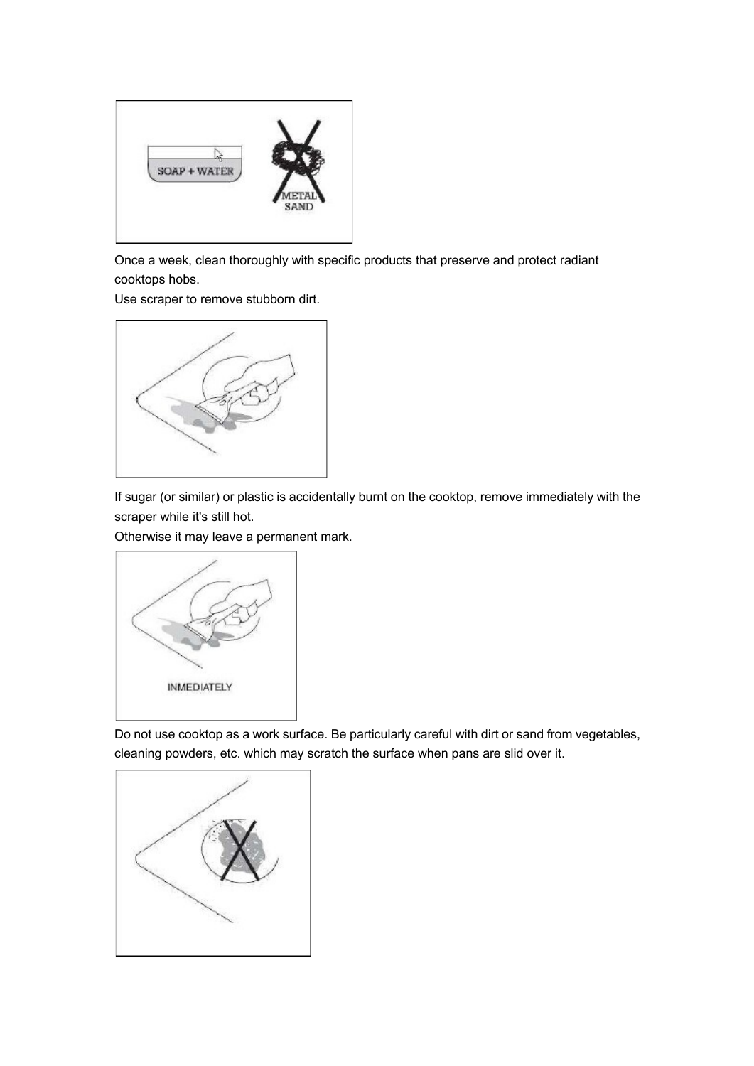Once a week, clean thoroughly with specific products that preserve and protect radiant cooktops hobs.
Use scraper to remove stubborn dirt.

If sugar (or similar) or plastic is accidentally burnt on the cooktop, remove immediately with the scraper while it's still hot.
Otherwise it may leave a permanent mark.

Do not use cooktop as a work surface. Be particularly careful with dirt or sand from vegetables, cleaning powders, etc. which may scratch the surface when pans are slid over it.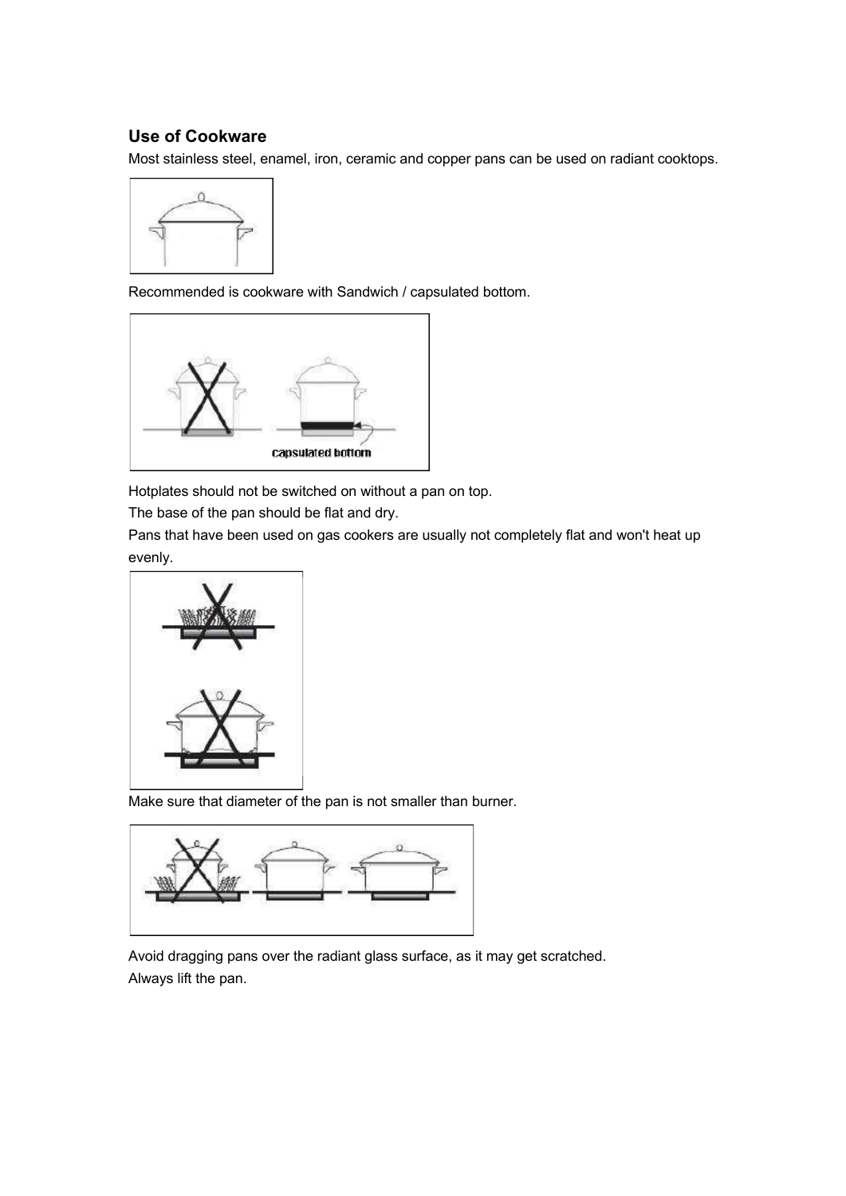## Use of Cookware

Most stainless steel, enamel, iron, ceramic and copper pans can be used on radiant cooktops.

Recommended is cookware with Sandwich / capsulated bottom.

capsulated bottom

Hotplates should not be switched on without a pan on top.

The base of the pan should be flat and dry.

Pans that have been used on gas cookers are usually not completely flat and won't heat up evenly.

Make sure that diameter of the pan is not smaller than burner.

Avoid dragging pans over the radiant glass surface, as it may get scratched.

Always lift the pan.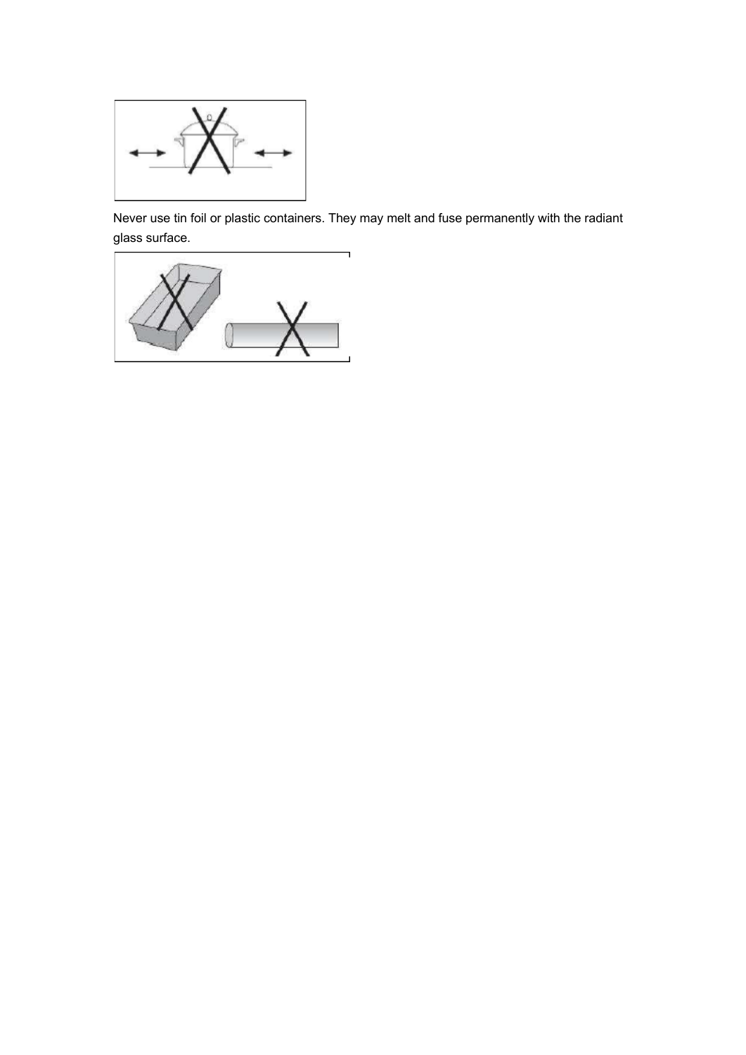Never use tin foil or plastic containers. They may melt and fuse permanently with the radiant glass surface.